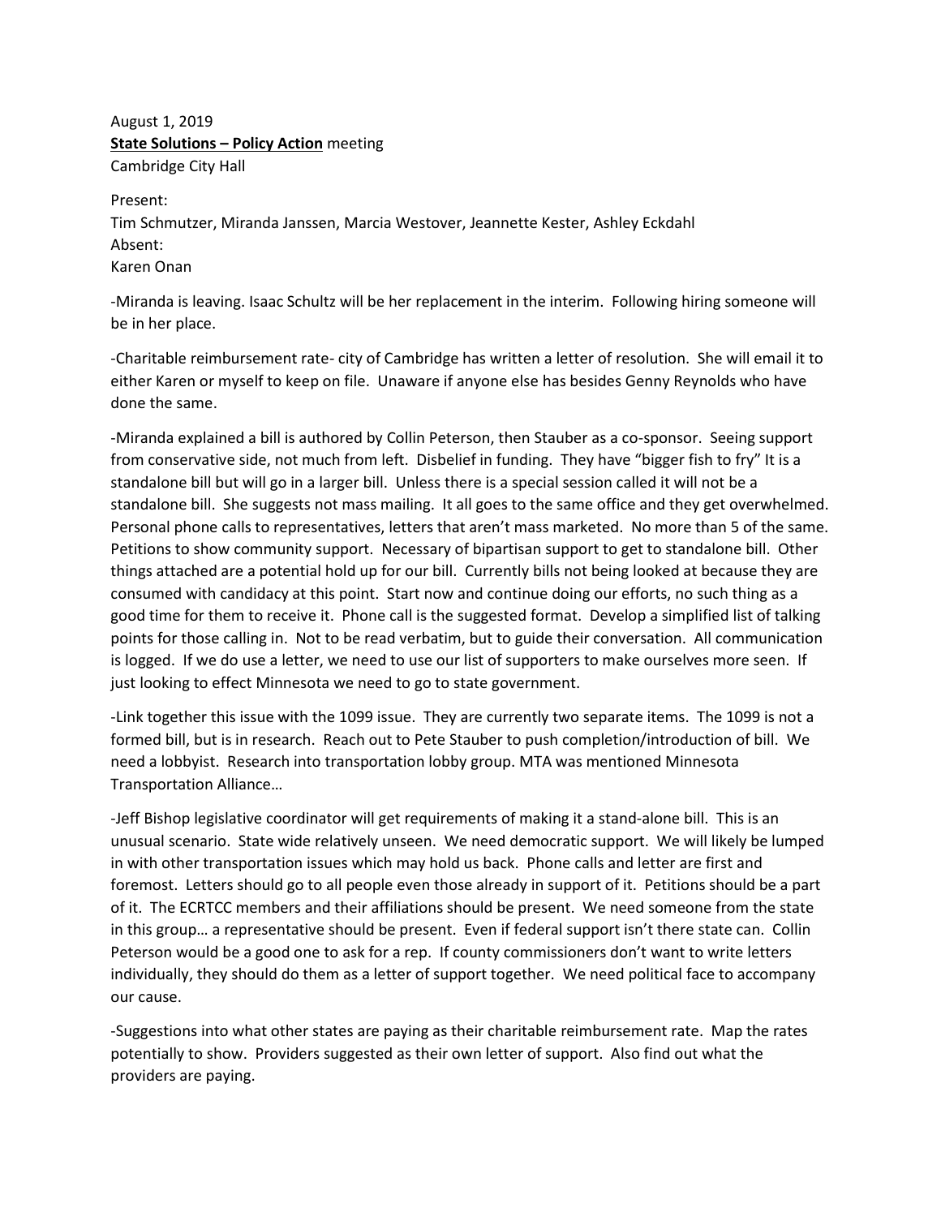August 1, 2019

**State Solutions – Policy Action** meeting

Cambridge City Hall

Present:

Tim Schmutzer, Miranda Janssen, Marcia Westover, Jeannette Kester, Ashley Eckdahl

Absent:

Karen Onan

-Miranda is leaving. Isaac Schultz will be her replacement in the interim. Following hiring someone will be in her place.

-Charitable reimbursement rate- city of Cambridge has written a letter of resolution. She will email it to either Karen or myself to keep on file. Unaware if anyone else has besides Genny Reynolds who have done the same.

-Miranda explained a bill is authored by Collin Peterson, then Stauber as a co-sponsor. Seeing support from conservative side, not much from left. Disbelief in funding. They have "bigger fish to fry" It is a standalone bill but will go in a larger bill. Unless there is a special session called it will not be a standalone bill. She suggests not mass mailing. It all goes to the same office and they get overwhelmed. Personal phone calls to representatives, letters that aren't mass marketed. No more than 5 of the same. Petitions to show community support. Necessary of bipartisan support to get to standalone bill. Other things attached are a potential hold up for our bill. Currently bills not being looked at because they are consumed with candidacy at this point. Start now and continue doing our efforts, no such thing as a good time for them to receive it. Phone call is the suggested format. Develop a simplified list of talking points for those calling in. Not to be read verbatim, but to guide their conversation. All communication is logged. If we do use a letter, we need to use our list of supporters to make ourselves more seen. If just looking to effect Minnesota we need to go to state government.

-Link together this issue with the 1099 issue. They are currently two separate items. The 1099 is not a formed bill, but is in research. Reach out to Pete Stauber to push completion/introduction of bill. We need a lobbyist. Research into transportation lobby group. MTA was mentioned Minnesota Transportation Alliance…

-Jeff Bishop legislative coordinator will get requirements of making it a stand-alone bill. This is an unusual scenario. State wide relatively unseen. We need democratic support. We will likely be lumped in with other transportation issues which may hold us back. Phone calls and letter are first and foremost. Letters should go to all people even those already in support of it. Petitions should be a part of it. The ECRTCC members and their affiliations should be present. We need someone from the state in this group… a representative should be present. Even if federal support isn't there state can. Collin Peterson would be a good one to ask for a rep. If county commissioners don't want to write letters individually, they should do them as a letter of support together. We need political face to accompany our cause.

-Suggestions into what other states are paying as their charitable reimbursement rate. Map the rates potentially to show. Providers suggested as their own letter of support. Also find out what the providers are paying.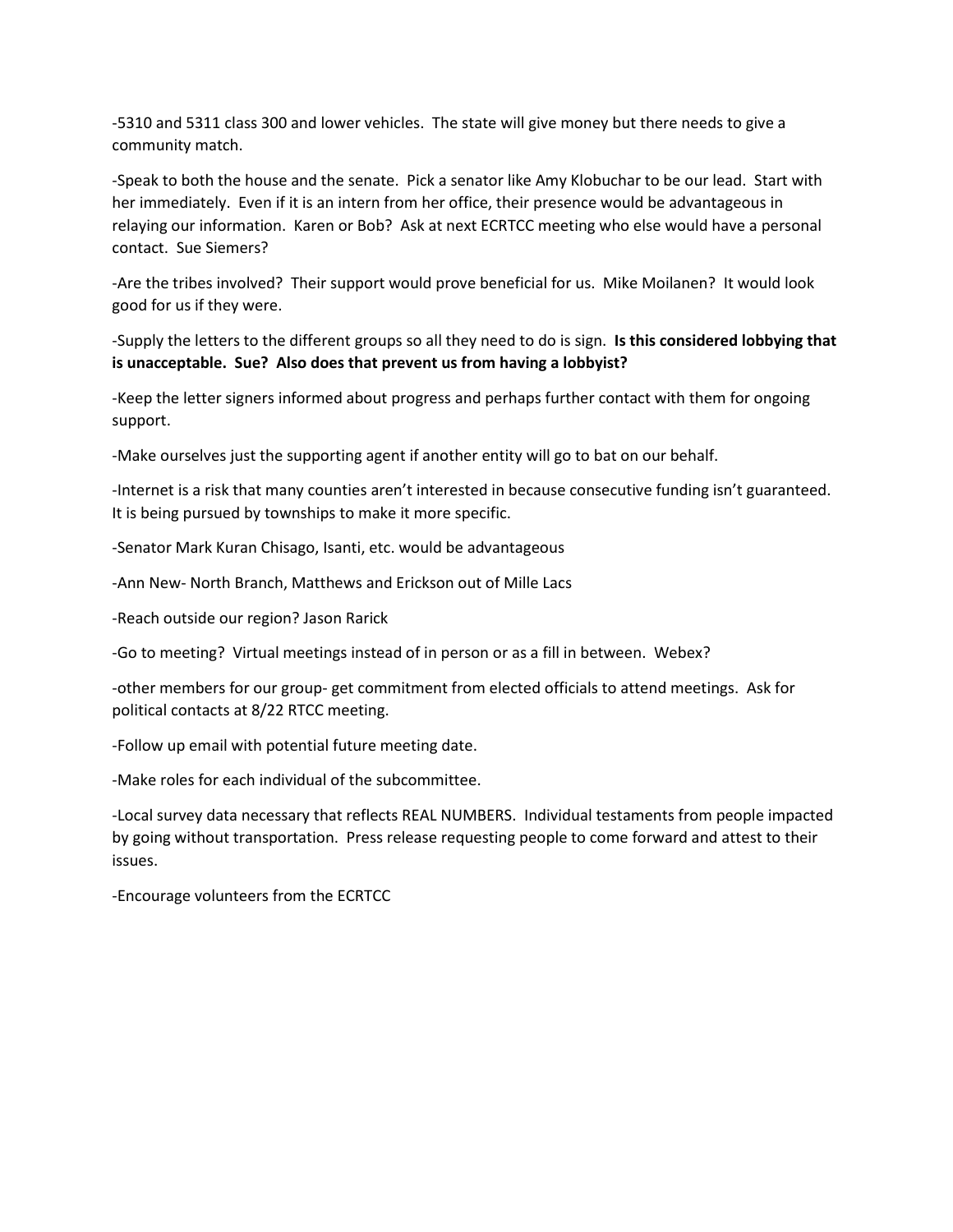-5310 and 5311 class 300 and lower vehicles. The state will give money but there needs to give a community match.

-Speak to both the house and the senate. Pick a senator like Amy Klobuchar to be our lead. Start with her immediately. Even if it is an intern from her office, their presence would be advantageous in relaying our information. Karen or Bob? Ask at next ECRTCC meeting who else would have a personal contact. Sue Siemers?

-Are the tribes involved? Their support would prove beneficial for us. Mike Moilanen? It would look good for us if they were.

-Supply the letters to the different groups so all they need to do is sign. **Is this considered lobbying that is unacceptable. Sue? Also does that prevent us from having a lobbyist?**

-Keep the letter signers informed about progress and perhaps further contact with them for ongoing support.

-Make ourselves just the supporting agent if another entity will go to bat on our behalf.

-Internet is a risk that many counties aren't interested in because consecutive funding isn't guaranteed. It is being pursued by townships to make it more specific.

-Senator Mark Kuran Chisago, Isanti, etc. would be advantageous

-Ann New- North Branch, Matthews and Erickson out of Mille Lacs

-Reach outside our region? Jason Rarick

-Go to meeting? Virtual meetings instead of in person or as a fill in between. Webex?

-other members for our group- get commitment from elected officials to attend meetings. Ask for political contacts at 8/22 RTCC meeting.

-Follow up email with potential future meeting date.

-Make roles for each individual of the subcommittee.

-Local survey data necessary that reflects REAL NUMBERS. Individual testaments from people impacted by going without transportation. Press release requesting people to come forward and attest to their issues.

-Encourage volunteers from the ECRTCC